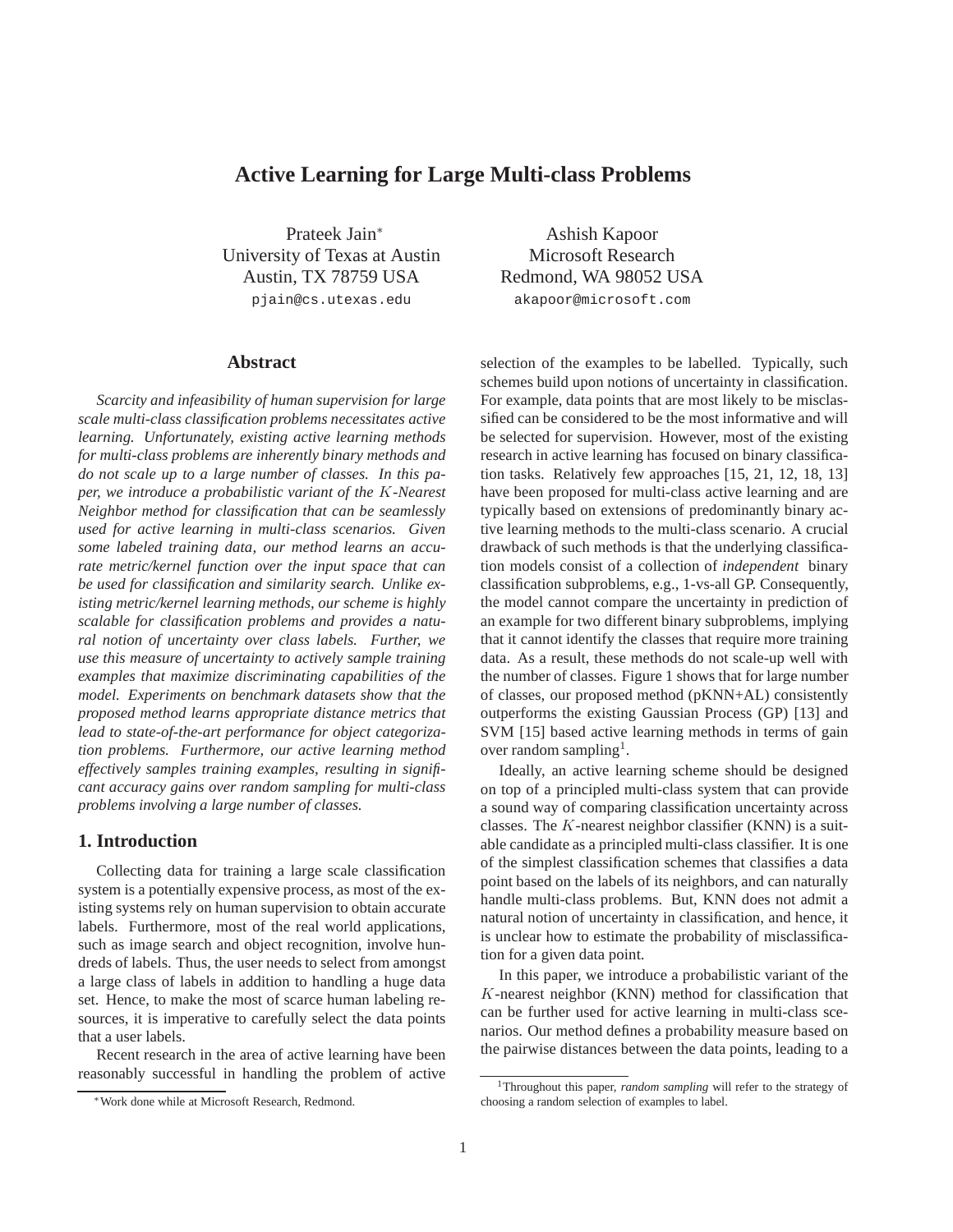# Active Learning for Large Multi-class Problems

Prateek Jain[*]
University of Texas at Austin
Austin, TX 78759 USA
pjain@cs.utexas.edu

Ashish Kapoor
Microsoft Research
Redmond, WA 98052 USA
akapoor@microsoft.com

## Abstract

*Scarcity and infeasibility of human supervision for large scale multi-class classification problems necessitates active learning. Unfortunately, existing active learning methods for multi-class problems are inherently binary methods and do not scale up to a large number of classes. In this paper, we introduce a probabilistic variant of the $K$-Nearest Neighbor method for classification that can be seamlessly used for active learning in multi-class scenarios. Given some labeled training data, our method learns an accurate metric/kernel function over the input space that can be used for classification and similarity search. Unlike existing metric/kernel learning methods, our scheme is highly scalable for classification problems and provides a natural notion of uncertainty over class labels. Further, we use this measure of uncertainty to actively sample training examples that maximize discriminating capabilities of the model. Experiments on benchmark datasets show that the proposed method learns appropriate distance metrics that lead to state-of-the-art performance for object categorization problems. Furthermore, our active learning method effectively samples training examples, resulting in significant accuracy gains over random sampling for multi-class problems involving a large number of classes.*

## 1. Introduction

Collecting data for training a large scale classification system is a potentially expensive process, as most of the existing systems rely on human supervision to obtain accurate labels. Furthermore, most of the real world applications, such as image search and object recognition, involve hundreds of labels. Thus, the user needs to select from amongst a large class of labels in addition to handling a huge data set. Hence, to make the most of scarce human labeling resources, it is imperative to carefully select the data points that a user labels.

Recent research in the area of active learning have been reasonably successful in handling the problem of active selection of the examples to be labelled. Typically, such schemes build upon notions of uncertainty in classification. For example, data points that are most likely to be misclassified can be considered to be the most informative and will be selected for supervision. However, most of the existing research in active learning has focused on binary classification tasks. Relatively few approaches [15, 21, 12, 18, 13] have been proposed for multi-class active learning and are typically based on extensions of predominantly binary active learning methods to the multi-class scenario. A crucial drawback of such methods is that the underlying classification models consist of a collection of *independent* binary classification subproblems, e.g., 1-vs-all GP. Consequently, the model cannot compare the uncertainty in prediction of an example for two different binary subproblems, implying that it cannot identify the classes that require more training data. As a result, these methods do not scale-up well with the number of classes. Figure 1 shows that for large number of classes, our proposed method (pKNN+AL) consistently outperforms the existing Gaussian Process (GP) [13] and SVM [15] based active learning methods in terms of gain over random sampling[1].

Ideally, an active learning scheme should be designed on top of a principled multi-class system that can provide a sound way of comparing classification uncertainty across classes. The $K$-nearest neighbor classifier (KNN) is a suitable candidate as a principled multi-class classifier. It is one of the simplest classification schemes that classifies a data point based on the labels of its neighbors, and can naturally handle multi-class problems. But, KNN does not admit a natural notion of uncertainty in classification, and hence, it is unclear how to estimate the probability of misclassification for a given data point.

In this paper, we introduce a probabilistic variant of the $K$-nearest neighbor (KNN) method for classification that can be further used for active learning in multi-class scenarios. Our method defines a probability measure based on the pairwise distances between the data points, leading to a

[*] Work done while at Microsoft Research, Redmond.

[1] Throughout this paper, *random sampling* will refer to the strategy of choosing a random selection of examples to label.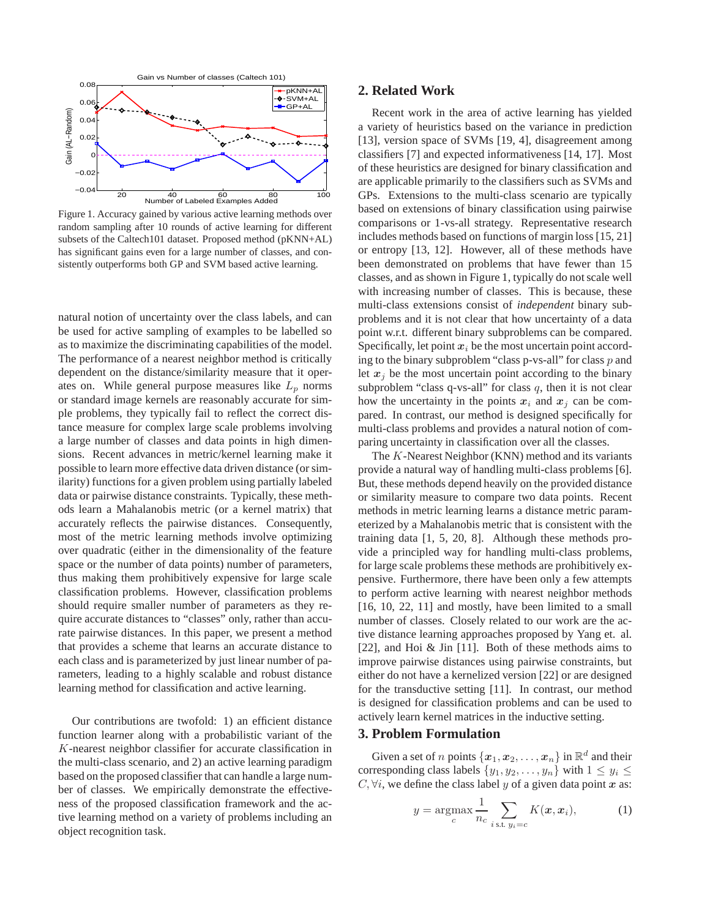Gain vs Number of classes (Caltech 101)

0.08
0.06
0.04
0.02
0
−0.02
−0.04

20 40 60 80 100

Number of Labeled Examples Added

Gain (AL−Random)

pKNN+AL
SVM+AL
GP+AL

Figure 1. Accuracy gained by various active learning methods over random sampling after 10 rounds of active learning for different subsets of the Caltech101 dataset. Proposed method (pKNN+AL) has significant gains even for a large number of classes, and consistently outperforms both GP and SVM based active learning.

natural notion of uncertainty over the class labels, and can be used for active sampling of examples to be labelled so as to maximize the discriminating capabilities of the model. The performance of a nearest neighbor method is critically dependent on the distance/similarity measure that it operates on. While general purpose measures like $L_p$ norms or standard image kernels are reasonably accurate for simple problems, they typically fail to reflect the correct distance measure for complex large scale problems involving a large number of classes and data points in high dimensions. Recent advances in metric/kernel learning make it possible to learn more effective data driven distance (or similarity) functions for a given problem using partially labeled data or pairwise distance constraints. Typically, these methods learn a Mahalanobis metric (or a kernel matrix) that accurately reflects the pairwise distances. Consequently, most of the metric learning methods involve optimizing over quadratic (either in the dimensionality of the feature space or the number of data points) number of parameters, thus making them prohibitively expensive for large scale classification problems. However, classification problems should require smaller number of parameters as they require accurate distances to "classes" only, rather than accurate pairwise distances. In this paper, we present a method that provides a scheme that learns an accurate distance to each class and is parameterized by just linear number of parameters, leading to a highly scalable and robust distance learning method for classification and active learning.

Our contributions are twofold: 1) an efficient distance function learner along with a probabilistic variant of the $K$-nearest neighbor classifier for accurate classification in the multi-class scenario, and 2) an active learning paradigm based on the proposed classifier that can handle a large number of classes. We empirically demonstrate the effectiveness of the proposed classification framework and the active learning method on a variety of problems including an object recognition task.

## 2. Related Work

Recent work in the area of active learning has yielded a variety of heuristics based on the variance in prediction [13], version space of SVMs [19, 4], disagreement among classifiers [7] and expected informativeness [14, 17]. Most of these heuristics are designed for binary classification and are applicable primarily to the classifiers such as SVMs and GPs. Extensions to the multi-class scenario are typically based on extensions of binary classification using pairwise comparisons or 1-vs-all strategy. Representative research includes methods based on functions of margin loss [15, 21] or entropy [13, 12]. However, all of these methods have been demonstrated on problems that have fewer than 15 classes, and as shown in Figure 1, typically do not scale well with increasing number of classes. This is because, these multi-class extensions consist of *independent* binary subproblems and it is not clear that how uncertainty of a data point w.r.t. different binary subproblems can be compared. Specifically, let point $\boldsymbol{x}_i$ be the most uncertain point according to the binary subproblem "class p-vs-all" for class $p$ and let $\boldsymbol{x}_j$ be the most uncertain point according to the binary subproblem "class q-vs-all" for class $q$, then it is not clear how the uncertainty in the points $\boldsymbol{x}_i$ and $\boldsymbol{x}_j$ can be compared. In contrast, our method is designed specifically for multi-class problems and provides a natural notion of comparing uncertainty in classification over all the classes.

The $K$-Nearest Neighbor (KNN) method and its variants provide a natural way of handling multi-class problems [6]. But, these methods depend heavily on the provided distance or similarity measure to compare two data points. Recent methods in metric learning learns a distance metric parameterized by a Mahalanobis metric that is consistent with the training data [1, 5, 20, 8]. Although these methods provide a principled way for handling multi-class problems, for large scale problems these methods are prohibitively expensive. Furthermore, there have been only a few attempts to perform active learning with nearest neighbor methods [16, 10, 22, 11] and mostly, have been limited to a small number of classes. Closely related to our work are the active distance learning approaches proposed by Yang et. al. [22], and Hoi & Jin [11]. Both of these methods aims to improve pairwise distances using pairwise constraints, but either do not have a kernelized version [22] or are designed for the transductive setting [11]. In contrast, our method is designed for classification problems and can be used to actively learn kernel matrices in the inductive setting.

## 3. Problem Formulation

Given a set of $n$ points $\{\boldsymbol{x}_1, \boldsymbol{x}_2, \ldots, \boldsymbol{x}_n\}$ in $\mathbb{R}^d$ and their corresponding class labels $\{y_1, y_2, \ldots, y_n\}$ with $1 \leq y_i \leq C, \forall i$, we define the class label $y$ of a given data point $\boldsymbol{x}$ as:

$$y = \underset{c}{\operatorname{argmax}} \frac{1}{n_c} \sum_{i \text{ s.t. } y_i = c} K(\boldsymbol{x}, \boldsymbol{x}_i), \tag{1}$$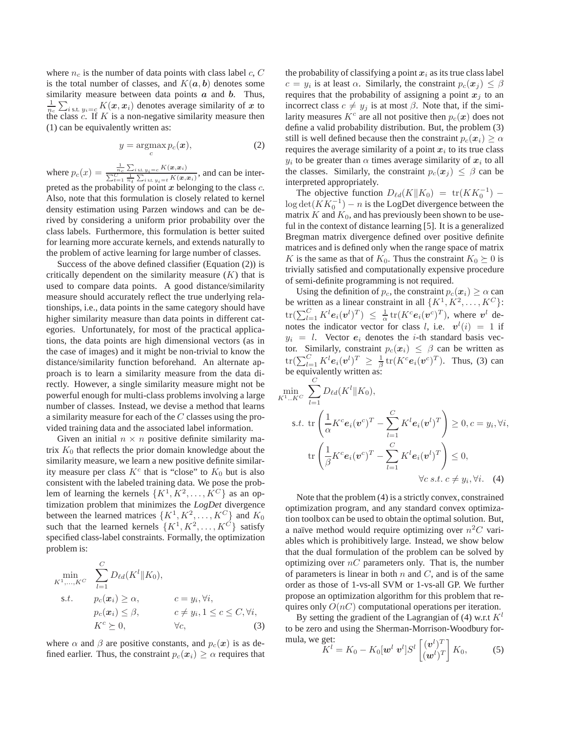where $n_c$ is the number of data points with class label $c$, $C$ is the total number of classes, and $K(\boldsymbol{a}, \boldsymbol{b})$ denotes some similarity measure between data points $\boldsymbol{a}$ and $\boldsymbol{b}$. Thus, $\frac{1}{n_c}\sum_{i \text{ s.t. } y_i = c} K(\boldsymbol{x}, \boldsymbol{x}_i)$ denotes average similarity of $\boldsymbol{x}$ to the class $c$. If $K$ is a non-negative similarity measure then (1) can be equivalently written as:

$$y = \underset{c}{\operatorname{argmax}}\, p_c(\boldsymbol{x}), \tag{2}$$

where $p_c(x) = \frac{\frac{1}{n_c}\sum_{i \text{ s.t. } y_i = c} K(\boldsymbol{x}, \boldsymbol{x}_i)}{\sum_{t=1}^{C} \frac{1}{n_t}\sum_{i \text{ s.t. } y_i = t} K(\boldsymbol{x}, \boldsymbol{x}_i)}$, and can be interpreted as the probability of point $\boldsymbol{x}$ belonging to the class $c$. Also, note that this formulation is closely related to kernel density estimation using Parzen windows and can be derived by considering a uniform prior probability over the class labels. Furthermore, this formulation is better suited for learning more accurate kernels, and extends naturally to the problem of active learning for large number of classes.

Success of the above defined classifier (Equation (2)) is critically dependent on the similarity measure ($K$) that is used to compare data points. A good distance/similarity measure should accurately reflect the true underlying relationships, i.e., data points in the same category should have higher similarity measure than data points in different categories. Unfortunately, for most of the practical applications, the data points are high dimensional vectors (as in the case of images) and it might be non-trivial to know the distance/similarity function beforehand. An alternate approach is to learn a similarity measure from the data directly. However, a single similarity measure might not be powerful enough for multi-class problems involving a large number of classes. Instead, we devise a method that learns a similarity measure for each of the $C$ classes using the provided training data and the associated label information.

Given an initial $n \times n$ positive definite similarity matrix $K_0$ that reflects the prior domain knowledge about the similarity measure, we learn a new positive definite similarity measure per class $K^c$ that is "close" to $K_0$ but is also consistent with the labeled training data. We pose the problem of learning the kernels $\{K^1, K^2, \ldots, K^C\}$ as an optimization problem that minimizes the *LogDet* divergence between the learned matrices $\{K^1, K^2, \ldots, K^C\}$ and $K_0$ such that the learned kernels $\{K^1, K^2, \ldots, K^C\}$ satisfy specified class-label constraints. Formally, the optimization problem is:

$$\begin{aligned}
\min_{K^1,\ldots,K^C} \quad & \sum_{l=1}^{C} D_{\ell d}(K^l \| K_0), \\
\text{s.t.} \quad & p_c(\boldsymbol{x}_i) \geq \alpha, && c = y_i, \forall i, \\
& p_c(\boldsymbol{x}_i) \leq \beta, && c \neq y_i, 1 \leq c \leq C, \forall i, \\
& K^c \succeq 0, && \forall c,
\end{aligned} \tag{3}$$

where $\alpha$ and $\beta$ are positive constants, and $p_c(\boldsymbol{x})$ is as defined earlier. Thus, the constraint $p_c(\boldsymbol{x}_i) \geq \alpha$ requires that the probability of classifying a point $\boldsymbol{x}_i$ as its true class label $c = y_i$ is at least $\alpha$. Similarly, the constraint $p_c(\boldsymbol{x}_j) \leq \beta$ requires that the probability of assigning a point $\boldsymbol{x}_j$ to an incorrect class $c \neq y_j$ is at most $\beta$. Note that, if the similarity measures $K^c$ are all not positive then $p_c(\boldsymbol{x})$ does not define a valid probability distribution. But, the problem (3) still is well defined because then the constraint $p_c(\boldsymbol{x}_i) \geq \alpha$ requires the average similarity of a point $\boldsymbol{x}_i$ to its true class $y_i$ to be greater than $\alpha$ times average similarity of $\boldsymbol{x}_i$ to all the classes. Similarly, the constraint $p_c(\boldsymbol{x}_j) \leq \beta$ can be interpreted appropriately.

The objective function $D_{\ell d}(K \| K_0) = \operatorname{tr}(KK_0^{-1}) - \log\det(KK_0^{-1}) - n$ is the LogDet divergence between the matrix $K$ and $K_0$, and has previously been shown to be useful in the context of distance learning [5]. It is a generalized Bregman matrix divergence defined over positive definite matrices and is defined only when the range space of matrix $K$ is the same as that of $K_0$. Thus the constraint $K_0 \succeq 0$ is trivially satisfied and computationally expensive procedure of semi-definite programming is not required.

Using the definition of $p_c$, the constraint $p_c(\boldsymbol{x}_i) \geq \alpha$ can be written as a linear constraint in all $\{K^1, K^2, \ldots, K^C\}$: $\operatorname{tr}(\sum_{l=1}^{C} K^l \boldsymbol{e}_i (\boldsymbol{v}^l)^T) \leq \frac{1}{\alpha}\operatorname{tr}(K^c \boldsymbol{e}_i (\boldsymbol{v}^c)^T)$, where $\boldsymbol{v}^l$ denotes the indicator vector for class $l$, i.e. $\boldsymbol{v}^l(i) = 1$ if $y_i = l$. Vector $\boldsymbol{e}_i$ denotes the $i$-th standard basis vector. Similarly, constraint $p_c(\boldsymbol{x}_i) \leq \beta$ can be written as $\operatorname{tr}(\sum_{l=1}^{C} K^l \boldsymbol{e}_i (\boldsymbol{v}^l)^T \geq \frac{1}{\beta}\operatorname{tr}(K^c \boldsymbol{e}_i (\boldsymbol{v}^c)^T)$. Thus, (3) can be equivalently written as:

$$\begin{aligned}
\min_{K^1..K^C} \quad & \sum_{l=1}^{C} D_{\ell d}(K^l \| K_0), \\
\text{s.t.} \quad & \operatorname{tr}\left(\frac{1}{\alpha} K^c \boldsymbol{e}_i (\boldsymbol{v}^c)^T - \sum_{l=1}^{C} K^l \boldsymbol{e}_i (\boldsymbol{v}^l)^T\right) \geq 0, c = y_i, \forall i, \\
& \operatorname{tr}\left(\frac{1}{\beta} K^c \boldsymbol{e}_i (\boldsymbol{v}^c)^T - \sum_{l=1}^{C} K^l \boldsymbol{e}_i (\boldsymbol{v}^l)^T\right) \leq 0, \\
& \forall c \; s.t. \; c \neq y_i, \forall i.
\end{aligned} \tag{4}$$

Note that the problem (4) is a strictly convex, constrained optimization program, and any standard convex optimization toolbox can be used to obtain the optimal solution. But, a naïve method would require optimizing over $n^2 C$ variables which is prohibitively large. Instead, we show below that the dual formulation of the problem can be solved by optimizing over $nC$ parameters only. That is, the number of parameters is linear in both $n$ and $C$, and is of the same order as those of 1-vs-all SVM or 1-vs-all GP. We further propose an optimization algorithm for this problem that requires only $O(nC)$ computational operations per iteration.

By setting the gradient of the Lagrangian of (4) w.r.t $K^l$ to be zero and using the Sherman-Morrison-Woodbury formula, we get:

$$K^l = K_0 - K_0[\boldsymbol{w}^l \; \boldsymbol{v}^l] S^l \begin{bmatrix} (\boldsymbol{v}^l)^T \\ (\boldsymbol{w}^l)^T \end{bmatrix} K_0, \tag{5}$$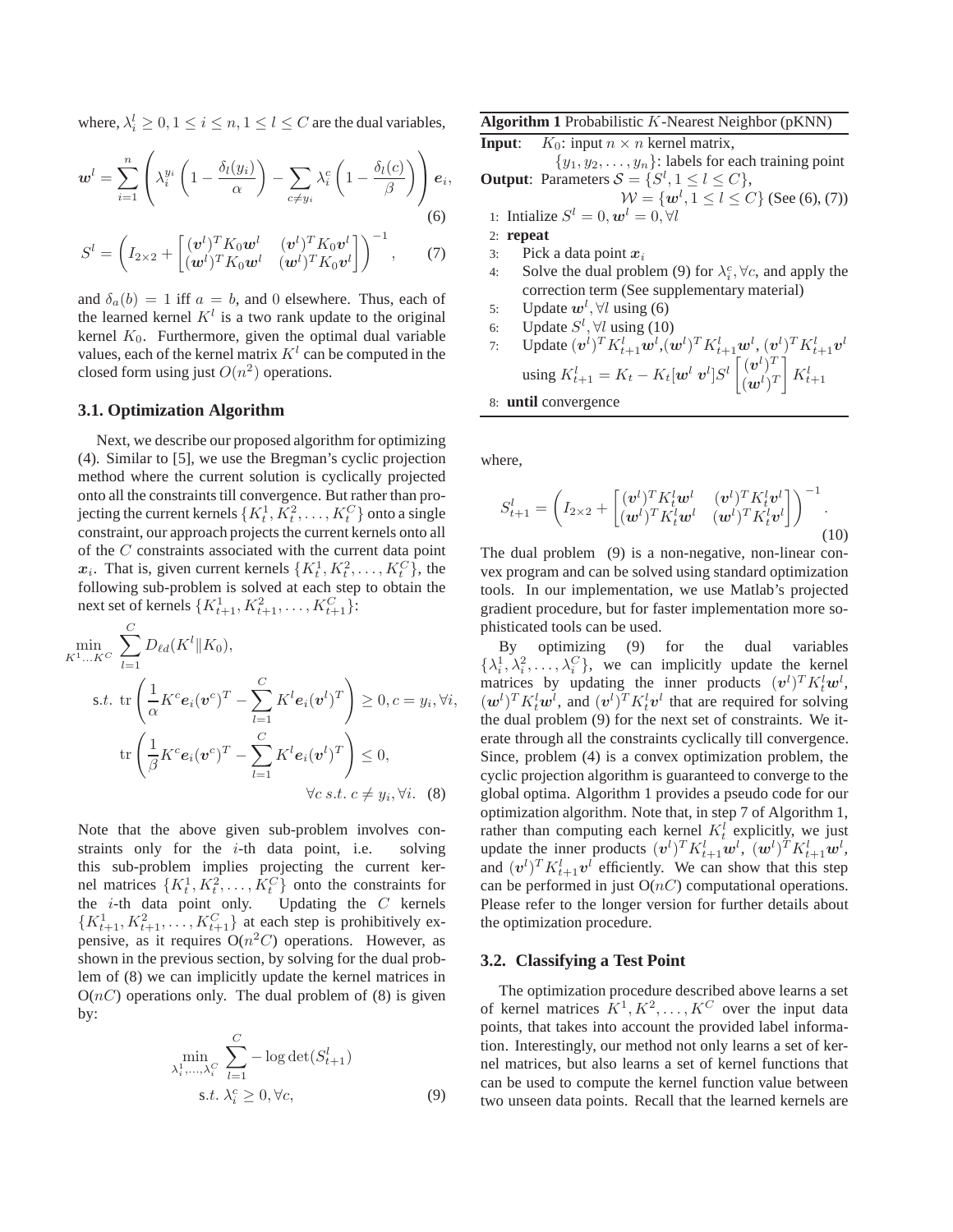where, $\lambda_i^l \geq 0, 1 \leq i \leq n, 1 \leq l \leq C$ are the dual variables,

$$\boldsymbol{w}^l = \sum_{i=1}^{n} \left( \lambda_i^{y_i} \left( 1 - \frac{\delta_l(y_i)}{\alpha} \right) - \sum_{c \neq y_i} \lambda_i^c \left( 1 - \frac{\delta_l(c)}{\beta} \right) \right) \boldsymbol{e}_i, \tag{6}$$

$$S^l = \left( I_{2\times 2} + \begin{bmatrix} (\boldsymbol{v}^l)^T K_0 \boldsymbol{w}^l & (\boldsymbol{v}^l)^T K_0 \boldsymbol{v}^l \\ (\boldsymbol{w}^l)^T K_0 \boldsymbol{w}^l & (\boldsymbol{w}^l)^T K_0 \boldsymbol{v}^l \end{bmatrix} \right)^{-1}, \tag{7}$$

and $\delta_a(b) = 1$ iff $a = b$, and 0 elsewhere. Thus, each of the learned kernel $K^l$ is a two rank update to the original kernel $K_0$. Furthermore, given the optimal dual variable values, each of the kernel matrix $K^l$ can be computed in the closed form using just $O(n^2)$ operations.

### 3.1. Optimization Algorithm

Next, we describe our proposed algorithm for optimizing (4). Similar to [5], we use the Bregman's cyclic projection method where the current solution is cyclically projected onto all the constraints till convergence. But rather than projecting the current kernels $\{K_t^1, K_t^2, \dots, K_t^C\}$ onto a single constraint, our approach projects the current kernels onto all of the $C$ constraints associated with the current data point $\boldsymbol{x}_i$. That is, given current kernels $\{K_t^1, K_t^2, \dots, K_t^C\}$, the following sub-problem is solved at each step to obtain the next set of kernels $\{K_{t+1}^1, K_{t+1}^2, \dots, K_{t+1}^C\}$:

$$\begin{aligned}
\min_{K^1 \dots K^C} \; & \sum_{l=1}^{C} D_{\ell d}(K^l \| K_0), \\
\text{s.}t. \; & \operatorname{tr}\left( \frac{1}{\alpha} K^c \boldsymbol{e}_i (\boldsymbol{v}^c)^T - \sum_{l=1}^{C} K^l \boldsymbol{e}_i (\boldsymbol{v}^l)^T \right) \geq 0, c = y_i, \forall i, \\
& \operatorname{tr}\left( \frac{1}{\beta} K^c \boldsymbol{e}_i (\boldsymbol{v}^c)^T - \sum_{l=1}^{C} K^l \boldsymbol{e}_i (\boldsymbol{v}^l)^T \right) \leq 0, \\
& \qquad \forall c \; s.t. \; c \neq y_i, \forall i.
\end{aligned} \tag{8}$$

Note that the above given sub-problem involves constraints only for the $i$-th data point, i.e. solving this sub-problem implies projecting the current kernel matrices $\{K_t^1, K_t^2, \dots, K_t^C\}$ onto the constraints for the $i$-th data point only. Updating the $C$ kernels $\{K_{t+1}^1, K_{t+1}^2, \dots, K_{t+1}^C\}$ at each step is prohibitively expensive, as it requires O($n^2C$) operations. However, as shown in the previous section, by solving for the dual problem of (8) we can implicitly update the kernel matrices in O($nC$) operations only. The dual problem of (8) is given by:

$$\begin{aligned}
\min_{\lambda_i^1, \dots, \lambda_i^C} \; & \sum_{l=1}^{C} -\log\det(S_{t+1}^l) \\
\text{s.}t. \; & \lambda_i^c \geq 0, \forall c,
\end{aligned} \tag{9}$$

**Algorithm 1** Probabilistic $K$-Nearest Neighbor (pKNN)

**Input**: $K_0$: input $n \times n$ kernel matrix,
$\{y_1, y_2, \dots, y_n\}$: labels for each training point
**Output**: Parameters $\mathcal{S} = \{S^l, 1 \leq l \leq C\}$,
$\mathcal{W} = \{\boldsymbol{w}^l, 1 \leq l \leq C\}$ (See (6), (7))

1: Intialize $S^l = 0, \boldsymbol{w}^l = 0, \forall l$
2: **repeat**
3: Pick a data point $\boldsymbol{x}_i$
4: Solve the dual problem (9) for $\lambda_i^c, \forall c$, and apply the correction term (See supplementary material)
5: Update $\boldsymbol{w}^l, \forall l$ using (6)
6: Update $S^l, \forall l$ using (10)
7: Update $(\boldsymbol{v}^l)^T K_{t+1}^l \boldsymbol{w}^l$,$(\boldsymbol{w}^l)^T K_{t+1}^l \boldsymbol{w}^l$, $(\boldsymbol{v}^l)^T K_{t+1}^l \boldsymbol{v}^l$ using $K_{t+1}^l = K_t - K_t [\boldsymbol{w}^l \; \boldsymbol{v}^l] S^l \begin{bmatrix} (\boldsymbol{v}^l)^T \\ (\boldsymbol{w}^l)^T \end{bmatrix} K_{t+1}^l$
8: **until** convergence

where,

$$S_{t+1}^l = \left( I_{2\times 2} + \begin{bmatrix} (\boldsymbol{v}^l)^T K_t^l \boldsymbol{w}^l & (\boldsymbol{v}^l)^T K_t^l \boldsymbol{v}^l \\ (\boldsymbol{w}^l)^T K_t^l \boldsymbol{w}^l & (\boldsymbol{w}^l)^T K_t^l \boldsymbol{v}^l \end{bmatrix} \right)^{-1}. \tag{10}$$

The dual problem (9) is a non-negative, non-linear convex program and can be solved using standard optimization tools. In our implementation, we use Matlab's projected gradient procedure, but for faster implementation more sophisticated tools can be used.

By optimizing (9) for the dual variables $\{\lambda_i^1, \lambda_i^2, \dots, \lambda_i^C\}$, we can implicitly update the kernel matrices by updating the inner products $(\boldsymbol{v}^l)^T K_t^l \boldsymbol{w}^l$, $(\boldsymbol{w}^l)^T K_t^l \boldsymbol{w}^l$, and $(\boldsymbol{v}^l)^T K_t^l \boldsymbol{v}^l$ that are required for solving the dual problem (9) for the next set of constraints. We iterate through all the constraints cyclically till convergence. Since, problem (4) is a convex optimization problem, the cyclic projection algorithm is guaranteed to converge to the global optima. Algorithm 1 provides a pseudo code for our optimization algorithm. Note that, in step 7 of Algorithm 1, rather than computing each kernel $K_t^l$ explicitly, we just update the inner products $(\boldsymbol{v}^l)^T K_{t+1}^l \boldsymbol{w}^l$, $(\boldsymbol{w}^l)^T K_{t+1}^l \boldsymbol{w}^l$, and $(\boldsymbol{v}^l)^T K_{t+1}^l \boldsymbol{v}^l$ efficiently. We can show that this step can be performed in just O($nC$) computational operations. Please refer to the longer version for further details about the optimization procedure.

### 3.2. Classifying a Test Point

The optimization procedure described above learns a set of kernel matrices $K^1, K^2, \dots, K^C$ over the input data points, that takes into account the provided label information. Interestingly, our method not only learns a set of kernel matrices, but also learns a set of kernel functions that can be used to compute the kernel function value between two unseen data points. Recall that the learned kernels are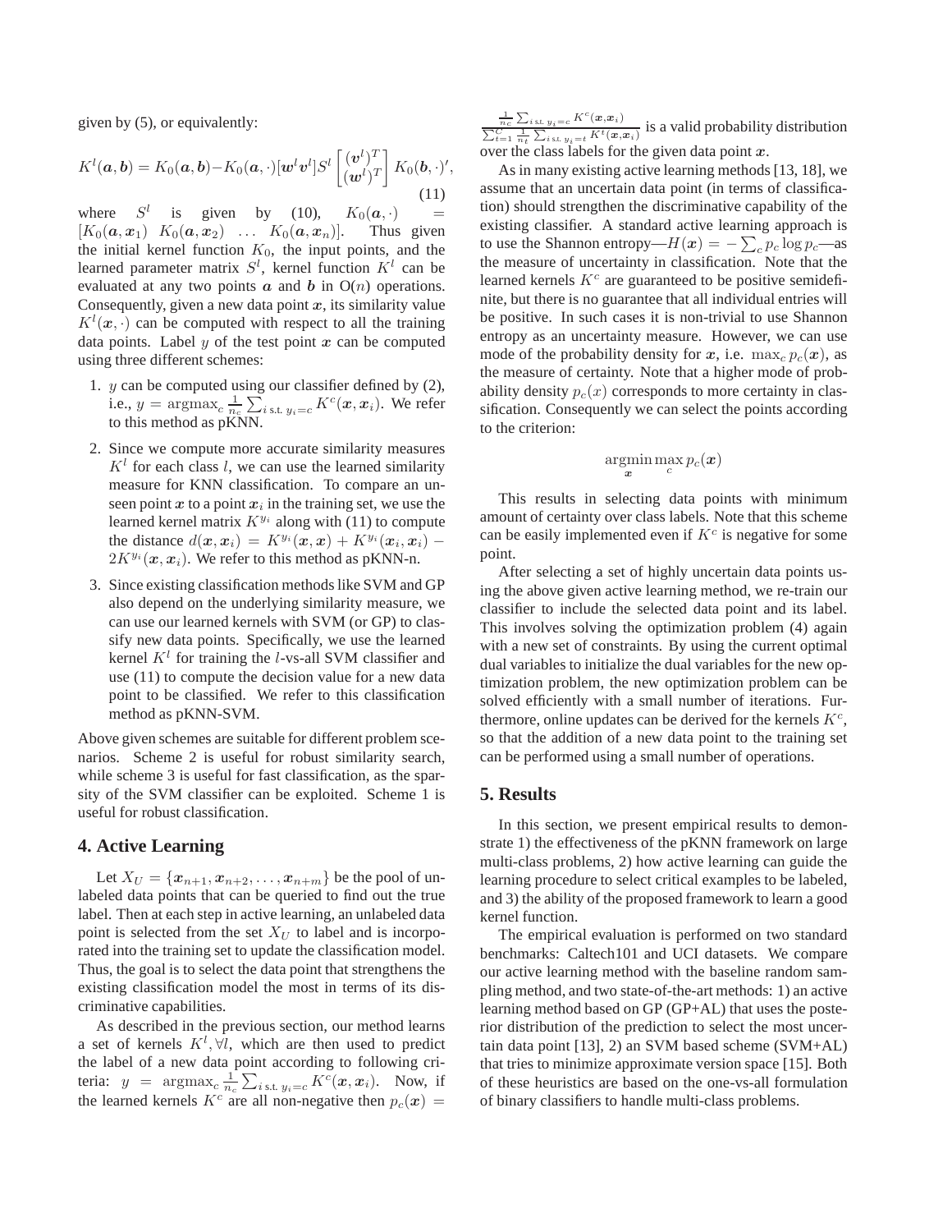given by (5), or equivalently:

$$K^l(\boldsymbol{a}, \boldsymbol{b}) = K_0(\boldsymbol{a}, \boldsymbol{b}) - K_0(\boldsymbol{a}, \cdot)[\boldsymbol{w}^l \boldsymbol{v}^l] S^l \begin{bmatrix} (\boldsymbol{v}^l)^T \\ (\boldsymbol{w}^l)^T \end{bmatrix} K_0(\boldsymbol{b}, \cdot)', \tag{11}$$

where $S^l$ is given by (10), $K_0(\boldsymbol{a}, \cdot) = [K_0(\boldsymbol{a}, \boldsymbol{x}_1) \ K_0(\boldsymbol{a}, \boldsymbol{x}_2) \ \ldots \ K_0(\boldsymbol{a}, \boldsymbol{x}_n)]$. Thus given the initial kernel function $K_0$, the input points, and the learned parameter matrix $S^l$, kernel function $K^l$ can be evaluated at any two points $\boldsymbol{a}$ and $\boldsymbol{b}$ in $O(n)$ operations. Consequently, given a new data point $\boldsymbol{x}$, its similarity value $K^l(\boldsymbol{x}, \cdot)$ can be computed with respect to all the training data points. Label $y$ of the test point $\boldsymbol{x}$ can be computed using three different schemes:

1. $y$ can be computed using our classifier defined by (2), i.e., $y = \operatorname{argmax}_c \frac{1}{n_c} \sum_{i \text{ s.t. } y_i = c} K^c(\boldsymbol{x}, \boldsymbol{x}_i)$. We refer to this method as pKNN.
2. Since we compute more accurate similarity measures $K^l$ for each class $l$, we can use the learned similarity measure for KNN classification. To compare an unseen point $\boldsymbol{x}$ to a point $\boldsymbol{x}_i$ in the training set, we use the learned kernel matrix $K^{y_i}$ along with (11) to compute the distance $d(\boldsymbol{x}, \boldsymbol{x}_i) = K^{y_i}(\boldsymbol{x}, \boldsymbol{x}) + K^{y_i}(\boldsymbol{x}_i, \boldsymbol{x}_i) - 2K^{y_i}(\boldsymbol{x}, \boldsymbol{x}_i)$. We refer to this method as pKNN-n.
3. Since existing classification methods like SVM and GP also depend on the underlying similarity measure, we can use our learned kernels with SVM (or GP) to classify new data points. Specifically, we use the learned kernel $K^l$ for training the $l$-vs-all SVM classifier and use (11) to compute the decision value for a new data point to be classified. We refer to this classification method as pKNN-SVM.

Above given schemes are suitable for different problem scenarios. Scheme 2 is useful for robust similarity search, while scheme 3 is useful for fast classification, as the sparsity of the SVM classifier can be exploited. Scheme 1 is useful for robust classification.

## 4. Active Learning

Let $X_U = \{\boldsymbol{x}_{n+1}, \boldsymbol{x}_{n+2}, \ldots, \boldsymbol{x}_{n+m}\}$ be the pool of unlabeled data points that can be queried to find out the true label. Then at each step in active learning, an unlabeled data point is selected from the set $X_U$ to label and is incorporated into the training set to update the classification model. Thus, the goal is to select the data point that strengthens the existing classification model the most in terms of its discriminative capabilities.

As described in the previous section, our method learns a set of kernels $K^l, \forall l$, which are then used to predict the label of a new data point according to following criteria: $y = \operatorname{argmax}_c \frac{1}{n_c} \sum_{i \text{ s.t. } y_i = c} K^c(\boldsymbol{x}, \boldsymbol{x}_i)$. Now, if the learned kernels $K^c$ are all non-negative then $p_c(\boldsymbol{x}) = \frac{\frac{1}{n_c} \sum_{i \text{ s.t. } y_i = c} K^c(\boldsymbol{x}, \boldsymbol{x}_i)}{\sum_{t=1}^{C} \frac{1}{n_t} \sum_{i \text{ s.t. } y_i = t} K^t(\boldsymbol{x}, \boldsymbol{x}_i)}$ is a valid probability distribution over the class labels for the given data point $\boldsymbol{x}$.

As in many existing active learning methods [13, 18], we assume that an uncertain data point (in terms of classification) should strengthen the discriminative capability of the existing classifier. A standard active learning approach is to use the Shannon entropy—$H(\boldsymbol{x}) = -\sum_c p_c \log p_c$—as the measure of uncertainty in classification. Note that the learned kernels $K^c$ are guaranteed to be positive semidefinite, but there is no guarantee that all individual entries will be positive. In such cases it is non-trivial to use Shannon entropy as an uncertainty measure. However, we can use mode of the probability density for $\boldsymbol{x}$, i.e. $\max_c p_c(\boldsymbol{x})$, as the measure of certainty. Note that a higher mode of probability density $p_c(x)$ corresponds to more certainty in classification. Consequently we can select the points according to the criterion:

$$\operatorname*{argmin}_{\boldsymbol{x}} \max_c p_c(\boldsymbol{x})$$

This results in selecting data points with minimum amount of certainty over class labels. Note that this scheme can be easily implemented even if $K^c$ is negative for some point.

After selecting a set of highly uncertain data points using the above given active learning method, we re-train our classifier to include the selected data point and its label. This involves solving the optimization problem (4) again with a new set of constraints. By using the current optimal dual variables to initialize the dual variables for the new optimization problem, the new optimization problem can be solved efficiently with a small number of iterations. Furthermore, online updates can be derived for the kernels $K^c$, so that the addition of a new data point to the training set can be performed using a small number of operations.

## 5. Results

In this section, we present empirical results to demonstrate 1) the effectiveness of the pKNN framework on large multi-class problems, 2) how active learning can guide the learning procedure to select critical examples to be labeled, and 3) the ability of the proposed framework to learn a good kernel function.

The empirical evaluation is performed on two standard benchmarks: Caltech101 and UCI datasets. We compare our active learning method with the baseline random sampling method, and two state-of-the-art methods: 1) an active learning method based on GP (GP+AL) that uses the posterior distribution of the prediction to select the most uncertain data point [13], 2) an SVM based scheme (SVM+AL) that tries to minimize approximate version space [15]. Both of these heuristics are based on the one-vs-all formulation of binary classifiers to handle multi-class problems.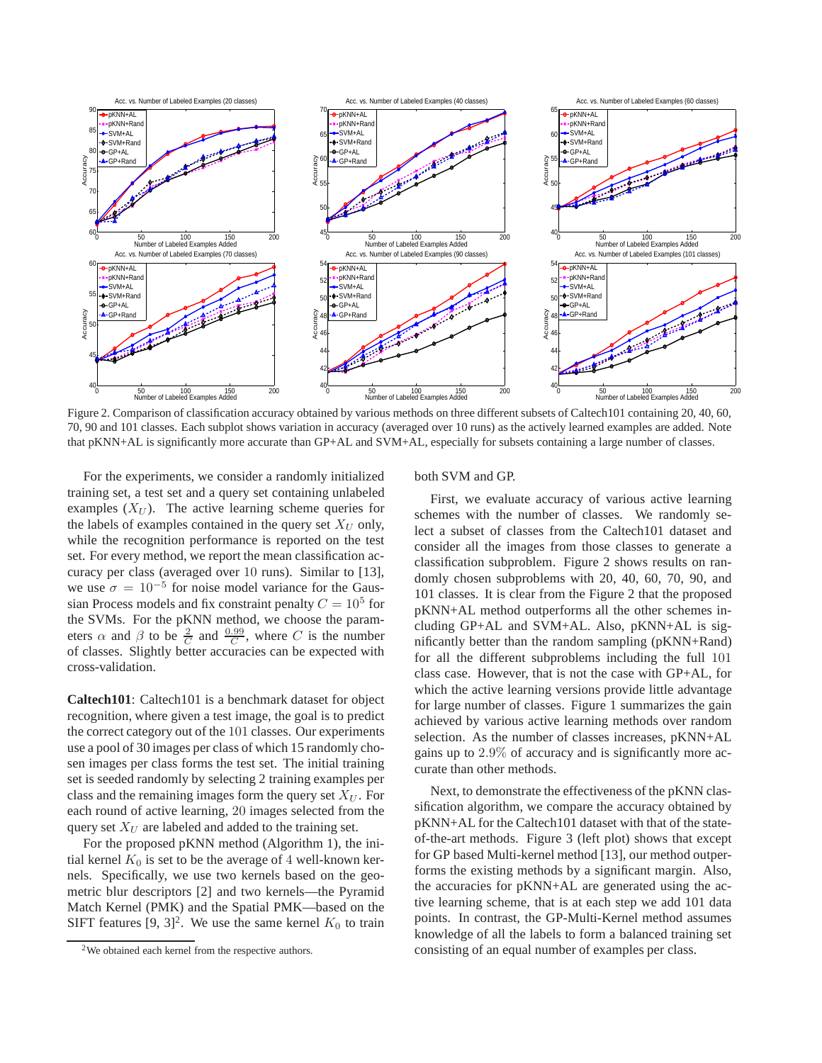Figure 2. Comparison of classification accuracy obtained by various methods on three different subsets of Caltech101 containing 20, 40, 60, 70, 90 and 101 classes. Each subplot shows variation in accuracy (averaged over 10 runs) as the actively learned examples are added. Note that pKNN+AL is significantly more accurate than GP+AL and SVM+AL, especially for subsets containing a large number of classes.

For the experiments, we consider a randomly initialized training set, a test set and a query set containing unlabeled examples ($X_U$). The active learning scheme queries for the labels of examples contained in the query set $X_U$ only, while the recognition performance is reported on the test set. For every method, we report the mean classification accuracy per class (averaged over 10 runs). Similar to [13], we use $\sigma = 10^{-5}$ for noise model variance for the Gaussian Process models and fix constraint penalty $C = 10^5$ for the SVMs. For the pKNN method, we choose the parameters $\alpha$ and $\beta$ to be $\frac{2}{C}$ and $\frac{0.99}{C}$, where $C$ is the number of classes. Slightly better accuracies can be expected with cross-validation.

**Caltech101**: Caltech101 is a benchmark dataset for object recognition, where given a test image, the goal is to predict the correct category out of the 101 classes. Our experiments use a pool of 30 images per class of which 15 randomly chosen images per class forms the test set. The initial training set is seeded randomly by selecting 2 training examples per class and the remaining images form the query set $X_U$. For each round of active learning, 20 images selected from the query set $X_U$ are labeled and added to the training set.

For the proposed pKNN method (Algorithm 1), the initial kernel $K_0$ is set to be the average of 4 well-known kernels. Specifically, we use two kernels based on the geometric blur descriptors [2] and two kernels—the Pyramid Match Kernel (PMK) and the Spatial PMK—based on the SIFT features [9, 3][2]. We use the same kernel $K_0$ to train both SVM and GP.

[2] We obtained each kernel from the respective authors.

First, we evaluate accuracy of various active learning schemes with the number of classes. We randomly select a subset of classes from the Caltech101 dataset and consider all the images from those classes to generate a classification subproblem. Figure 2 shows results on randomly chosen subproblems with 20, 40, 60, 70, 90, and 101 classes. It is clear from the Figure 2 that the proposed pKNN+AL method outperforms all the other schemes including GP+AL and SVM+AL. Also, pKNN+AL is significantly better than the random sampling (pKNN+Rand) for all the different subproblems including the full 101 class case. However, that is not the case with GP+AL, for which the active learning versions provide little advantage for large number of classes. Figure 1 summarizes the gain achieved by various active learning methods over random selection. As the number of classes increases, pKNN+AL gains up to 2.9% of accuracy and is significantly more accurate than other methods.

Next, to demonstrate the effectiveness of the pKNN classification algorithm, we compare the accuracy obtained by pKNN+AL for the Caltech101 dataset with that of the state-of-the-art methods. Figure 3 (left plot) shows that except for GP based Multi-kernel method [13], our method outperforms the existing methods by a significant margin. Also, the accuracies for pKNN+AL are generated using the active learning scheme, that is at each step we add 101 data points. In contrast, the GP-Multi-Kernel method assumes knowledge of all the labels to form a balanced training set consisting of an equal number of examples per class.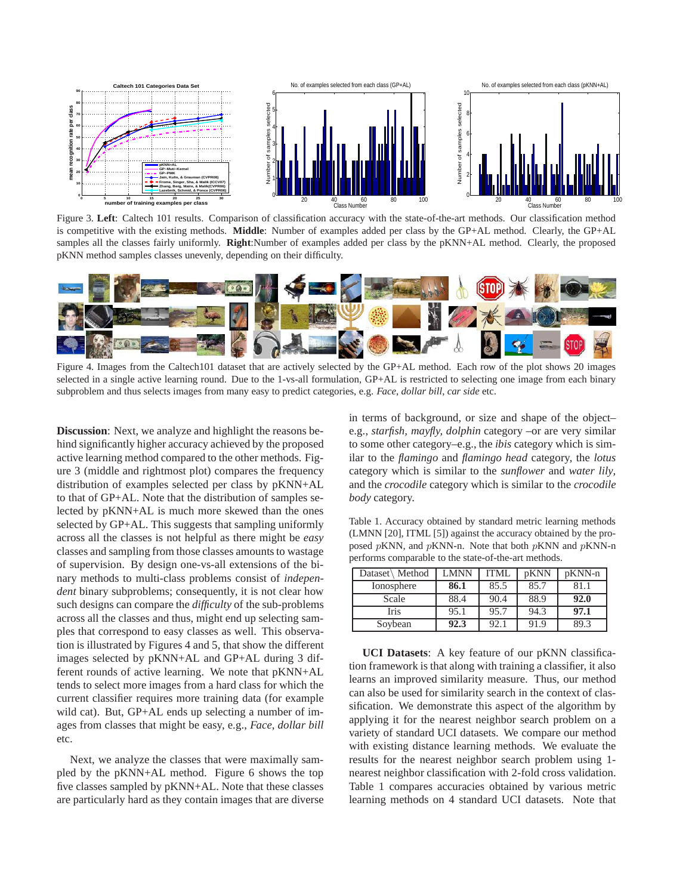Figure 3. **Left**: Caltech 101 results. Comparison of classification accuracy with the state-of-the-art methods. Our classification method is competitive with the existing methods. **Middle**: Number of examples added per class by the GP+AL method. Clearly, the GP+AL samples all the classes fairly uniformly. **Right**:Number of examples added per class by the pKNN+AL method. Clearly, the proposed pKNN method samples classes unevenly, depending on their difficulty.

Figure 4. Images from the Caltech101 dataset that are actively selected by the GP+AL method. Each row of the plot shows 20 images selected in a single active learning round. Due to the 1-vs-all formulation, GP+AL is restricted to selecting one image from each binary subproblem and thus selects images from many easy to predict categories, e.g. *Face*, *dollar bill*, *car side* etc.

**Discussion**: Next, we analyze and highlight the reasons behind significantly higher accuracy achieved by the proposed active learning method compared to the other methods. Figure 3 (middle and rightmost plot) compares the frequency distribution of examples selected per class by pKNN+AL to that of GP+AL. Note that the distribution of samples selected by pKNN+AL is much more skewed than the ones selected by GP+AL. This suggests that sampling uniformly across all the classes is not helpful as there might be *easy* classes and sampling from those classes amounts to wastage of supervision. By design one-vs-all extensions of the binary methods to multi-class problems consist of *independent* binary subproblems; consequently, it is not clear how such designs can compare the *difficulty* of the sub-problems across all the classes and thus, might end up selecting samples that correspond to easy classes as well. This observation is illustrated by Figures 4 and 5, that show the different images selected by pKNN+AL and GP+AL during 3 different rounds of active learning. We note that pKNN+AL tends to select more images from a hard class for which the current classifier requires more training data (for example wild cat). But, GP+AL ends up selecting a number of images from classes that might be easy, e.g., *Face*, *dollar bill* etc.

Next, we analyze the classes that were maximally sampled by the pKNN+AL method. Figure 6 shows the top five classes sampled by pKNN+AL. Note that these classes are particularly hard as they contain images that are diverse in terms of background, or size and shape of the object–e.g., *starfish*, *mayfly*, *dolphin* category –or are very similar to some other category–e.g., the *ibis* category which is similar to the *flamingo* and *flamingo head* category, the *lotus* category which is similar to the *sunflower* and *water lily*, and the *crocodile* category which is similar to the *crocodile body* category.

Table 1. Accuracy obtained by standard metric learning methods (LMNN [20], ITML [5]) against the accuracy obtained by the proposed $p$KNN, and $p$KNN-n. Note that both $p$KNN and $p$KNN-n performs comparable to the state-of-the-art methods.

| Dataset\ Method | LMNN | ITML | pKNN | pKNN-n |
|---|---|---|---|---|
| Ionosphere | **86.1** | 85.5 | 85.7 | 81.1 |
| Scale | 88.4 | 90.4 | 88.9 | **92.0** |
| Iris | 95.1 | 95.7 | 94.3 | **97.1** |
| Soybean | **92.3** | 92.1 | 91.9 | 89.3 |

**UCI Datasets**: A key feature of our pKNN classification framework is that along with training a classifier, it also learns an improved similarity measure. Thus, our method can also be used for similarity search in the context of classification. We demonstrate this aspect of the algorithm by applying it for the nearest neighbor search problem on a variety of standard UCI datasets. We compare our method with existing distance learning methods. We evaluate the results for the nearest neighbor search problem using 1-nearest neighbor classification with 2-fold cross validation. Table 1 compares accuracies obtained by various metric learning methods on 4 standard UCI datasets. Note that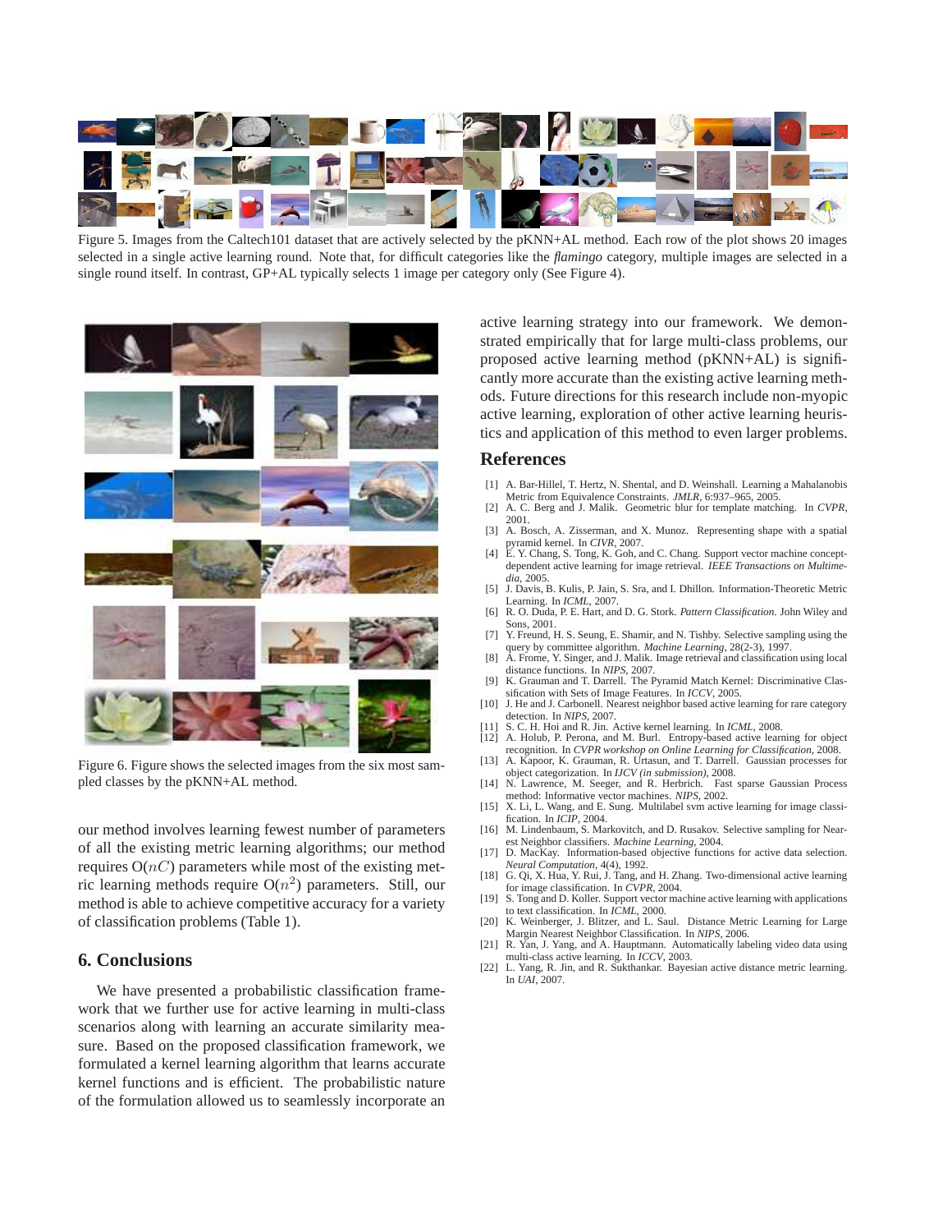Figure 5. Images from the Caltech101 dataset that are actively selected by the pKNN+AL method. Each row of the plot shows 20 images selected in a single active learning round. Note that, for difficult categories like the *flamingo* category, multiple images are selected in a single round itself. In contrast, GP+AL typically selects 1 image per category only (See Figure 4).

Figure 6. Figure shows the selected images from the six most sampled classes by the pKNN+AL method.

our method involves learning fewest number of parameters of all the existing metric learning algorithms; our method requires O($nC$) parameters while most of the existing metric learning methods require O($n^2$) parameters. Still, our method is able to achieve competitive accuracy for a variety of classification problems (Table 1).

## 6. Conclusions

We have presented a probabilistic classification framework that we further use for active learning in multi-class scenarios along with learning an accurate similarity measure. Based on the proposed classification framework, we formulated a kernel learning algorithm that learns accurate kernel functions and is efficient. The probabilistic nature of the formulation allowed us to seamlessly incorporate an active learning strategy into our framework. We demonstrated empirically that for large multi-class problems, our proposed active learning method (pKNN+AL) is significantly more accurate than the existing active learning methods. Future directions for this research include non-myopic active learning, exploration of other active learning heuristics and application of this method to even larger problems.

## References

[1] A. Bar-Hillel, T. Hertz, N. Shental, and D. Weinshall. Learning a Mahalanobis Metric from Equivalence Constraints. *JMLR*, 6:937–965, 2005.

[2] A. C. Berg and J. Malik. Geometric blur for template matching. In *CVPR*, 2001.

[3] A. Bosch, A. Zisserman, and X. Munoz. Representing shape with a spatial pyramid kernel. In *CIVR*, 2007.

[4] E. Y. Chang, S. Tong, K. Goh, and C. Chang. Support vector machine concept-dependent active learning for image retrieval. *IEEE Transactions on Multimedia*, 2005.

[5] J. Davis, B. Kulis, P. Jain, S. Sra, and I. Dhillon. Information-Theoretic Metric Learning. In *ICML*, 2007.

[6] R. O. Duda, P. E. Hart, and D. G. Stork. *Pattern Classification.* John Wiley and Sons, 2001.

[7] Y. Freund, H. S. Seung, E. Shamir, and N. Tishby. Selective sampling using the query by committee algorithm. *Machine Learning*, 28(2-3), 1997.

[8] A. Frome, Y. Singer, and J. Malik. Image retrieval and classification using local distance functions. In *NIPS*, 2007.

[9] K. Grauman and T. Darrell. The Pyramid Match Kernel: Discriminative Classification with Sets of Image Features. In *ICCV*, 2005.

[10] J. He and J. Carbonell. Nearest neighbor based active learning for rare category detection. In *NIPS*, 2007.

[11] S. C. H. Hoi and R. Jin. Active kernel learning. In *ICML*, 2008.

[12] A. Holub, P. Perona, and M. Burl. Entropy-based active learning for object recognition. In *CVPR workshop on Online Learning for Classification*, 2008.

[13] A. Kapoor, K. Grauman, R. Urtasun, and T. Darrell. Gaussian processes for object categorization. In *IJCV (in submission)*, 2008.

[14] N. Lawrence, M. Seeger, and R. Herbrich. Fast sparse Gaussian Process method: Informative vector machines. *NIPS*, 2002.

[15] X. Li, L. Wang, and E. Sung. Multilabel svm active learning for image classification. In *ICIP*, 2004.

[16] M. Lindenbaum, S. Markovitch, and D. Rusakov. Selective sampling for Nearest Neighbor classifiers. *Machine Learning*, 2004.

[17] D. MacKay. Information-based objective functions for active data selection. *Neural Computation*, 4(4), 1992.

[18] G. Qi, X. Hua, Y. Rui, J. Tang, and H. Zhang. Two-dimensional active learning for image classification. In *CVPR*, 2004.

[19] S. Tong and D. Koller. Support vector machine active learning with applications to text classification. In *ICML*, 2000.

[20] K. Weinberger, J. Blitzer, and L. Saul. Distance Metric Learning for Large Margin Nearest Neighbor Classification. In *NIPS*, 2006.

[21] R. Yan, J. Yang, and A. Hauptmann. Automatically labeling video data using multi-class active learning. In *ICCV*, 2003.

[22] L. Yang, R. Jin, and R. Sukthankar. Bayesian active distance metric learning. In *UAI*, 2007.